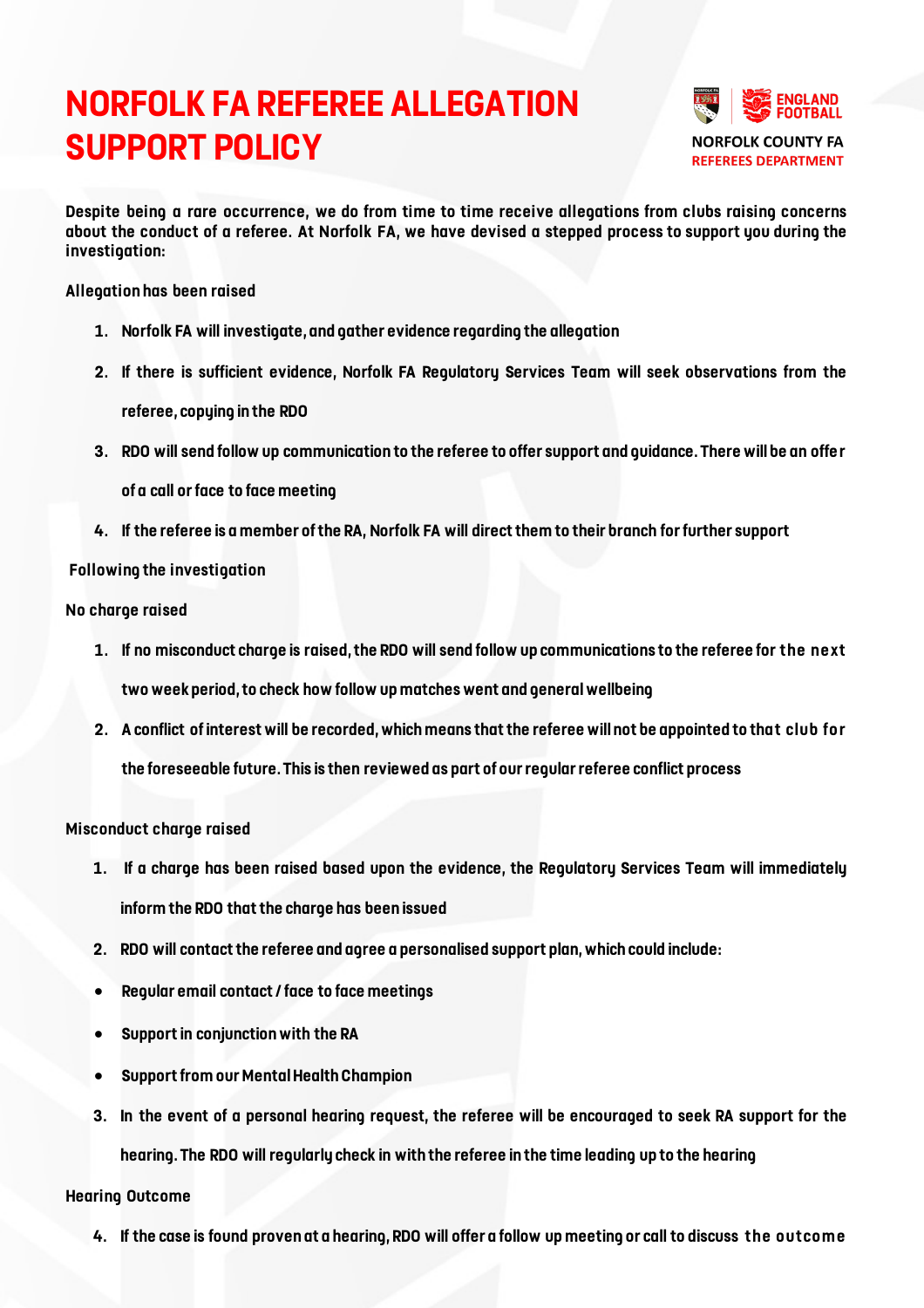# NORFOLK FA REFEREE ALLEGATION SUPPORT POLICY

NORFOLK COUNTY FA
REFEREES DEPARTMENT

**Despite being a rare occurrence, we do from time to time receive allegations from clubs raising concerns about the conduct of a referee. At Norfolk FA, we have devised a stepped process to support you during the investigation:**

**Allegation has been raised**

1. **Norfolk FA will investigate, and gather evidence regarding the allegation**
2. **If there is sufficient evidence, Norfolk FA Regulatory Services Team will seek observations from the referee, copying in the RDO**
3. **RDO will send follow up communication to the referee to offer support and guidance. There will be an offer of a call or face to face meeting**
4. **If the referee is a member of the RA, Norfolk FA will direct them to their branch for further support**

**Following the investigation**

**No charge raised**

1. **If no misconduct charge is raised, the RDO will send follow up communications to the referee for the next two week period, to check how follow up matches went and general wellbeing**
2. **A conflict of interest will be recorded, which means that the referee will not be appointed to that club for the foreseeable future. This is then reviewed as part of our regular referee conflict process**

**Misconduct charge raised**

1. **If a charge has been raised based upon the evidence, the Regulatory Services Team will immediately inform the RDO that the charge has been issued**
2. **RDO will contact the referee and agree a personalised support plan, which could include:**
   - **Regular email contact / face to face meetings**
   - **Support in conjunction with the RA**
   - **Support from our Mental Health Champion**
3. **In the event of a personal hearing request, the referee will be encouraged to seek RA support for the hearing. The RDO will regularly check in with the referee in the time leading up to the hearing**

**Hearing Outcome**

4. **If the case is found proven at a hearing, RDO will offer a follow up meeting or call to discuss the outcome**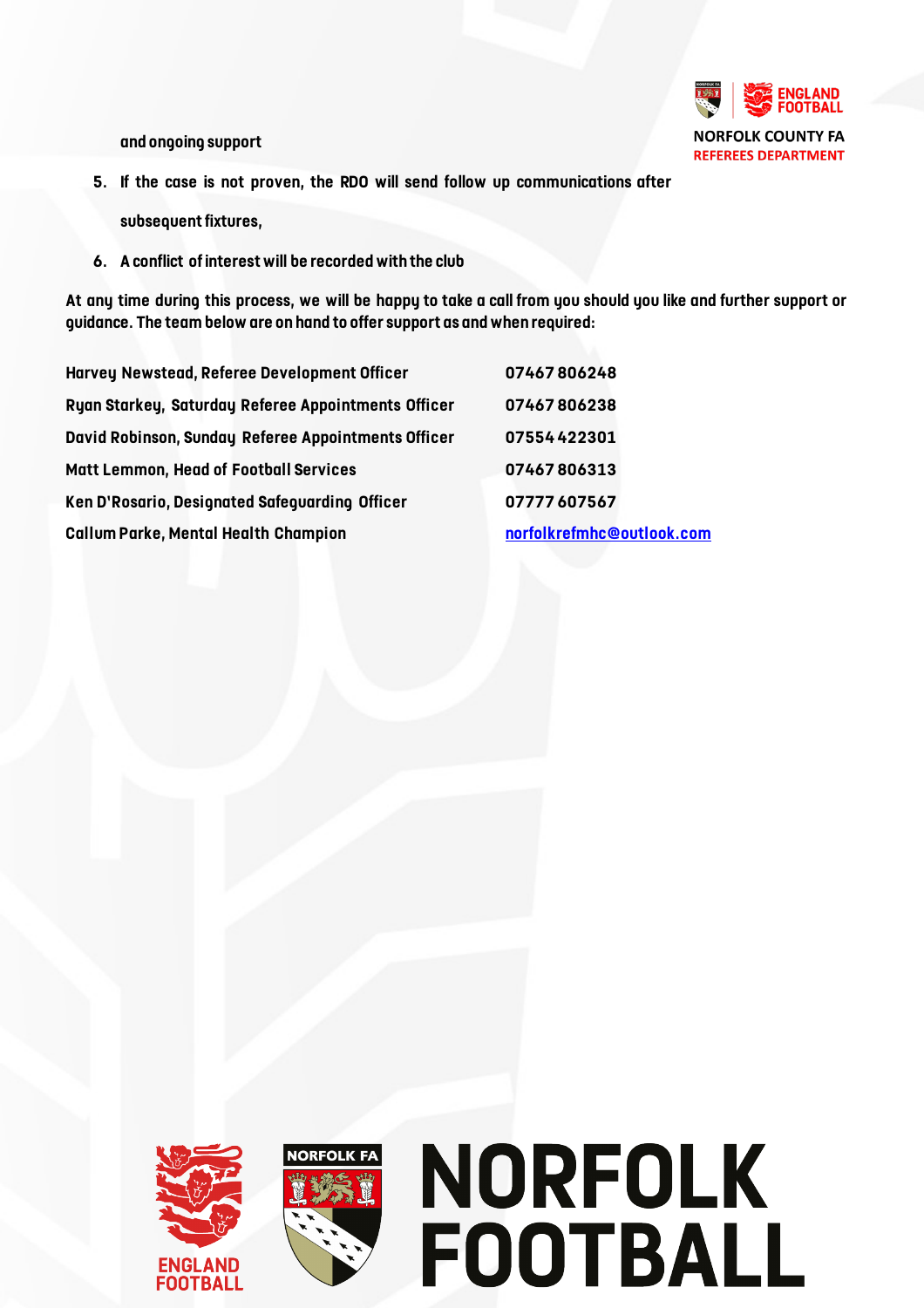and ongoing support

5. If the case is not proven, the RDO will send follow up communications after subsequent fixtures,
6. A conflict of interest will be recorded with the club

At any time during this process, we will be happy to take a call from you should you like and further support or guidance. The team below are on hand to offer support as and when required:

| | |
|---|---|
| Harvey Newstead, Referee Development Officer | 07467 806248 |
| Ryan Starkey, Saturday Referee Appointments Officer | 07467 806238 |
| David Robinson, Sunday Referee Appointments Officer | 07554 422301 |
| Matt Lemmon, Head of Football Services | 07467 806313 |
| Ken D'Rosario, Designated Safeguarding Officer | 07777 607567 |
| Callum Parke, Mental Health Champion | norfolkrefmhc@outlook.com |